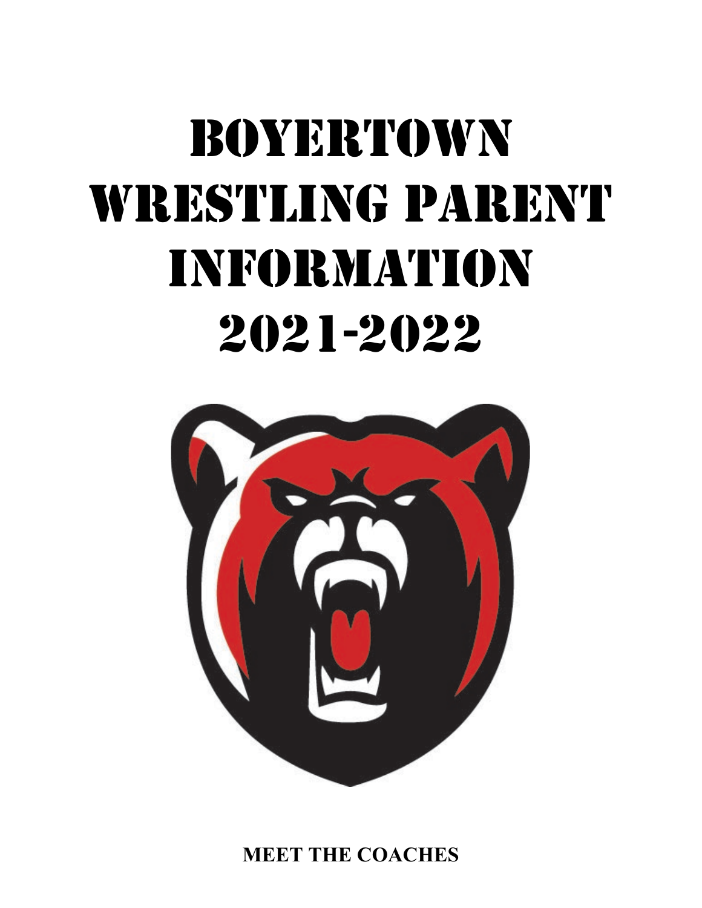# BOYERTOWN WRESTLING PARENT INFORMATION 2021-2022

**MEET THE COACHES**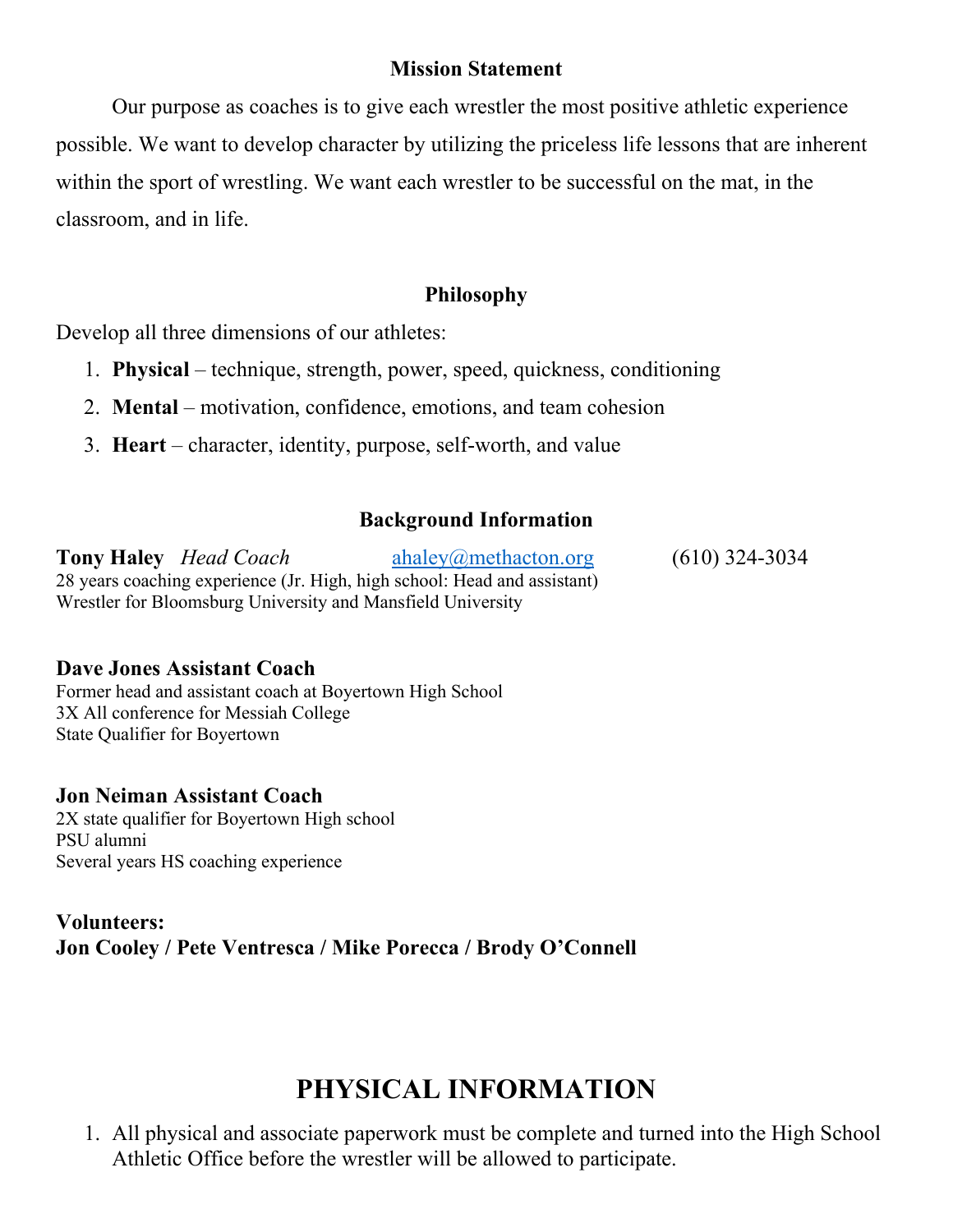## Mission Statement

Our purpose as coaches is to give each wrestler the most positive athletic experience possible. We want to develop character by utilizing the priceless life lessons that are inherent within the sport of wrestling. We want each wrestler to be successful on the mat, in the classroom, and in life.

## Philosophy

Develop all three dimensions of our athletes:

1. **Physical** – technique, strength, power, speed, quickness, conditioning
2. **Mental** – motivation, confidence, emotions, and team cohesion
3. **Heart** – character, identity, purpose, self-worth, and value

## Background Information

**Tony Haley** *Head Coach* ahaley@methacton.org (610) 324-3034
28 years coaching experience (Jr. High, high school: Head and assistant)
Wrestler for Bloomsburg University and Mansfield University

**Dave Jones Assistant Coach**
Former head and assistant coach at Boyertown High School
3X All conference for Messiah College
State Qualifier for Boyertown

**Jon Neiman Assistant Coach**
2X state qualifier for Boyertown High school
PSU alumni
Several years HS coaching experience

**Volunteers:**
**Jon Cooley / Pete Ventresca / Mike Porecca / Brody O'Connell**

# PHYSICAL INFORMATION

1. All physical and associate paperwork must be complete and turned into the High School Athletic Office before the wrestler will be allowed to participate.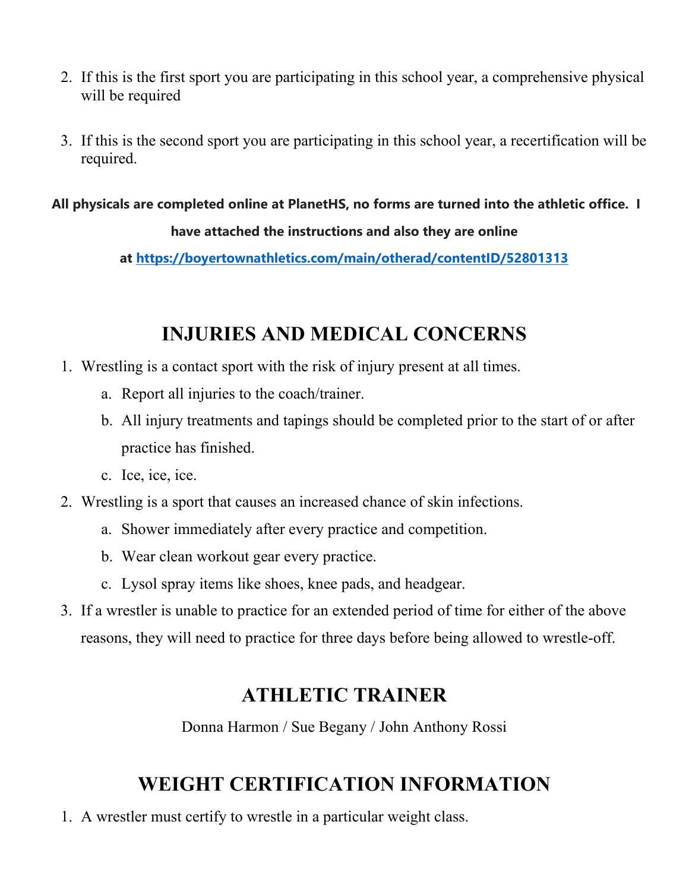2. If this is the first sport you are participating in this school year, a comprehensive physical will be required

3. If this is the second sport you are participating in this school year, a recertification will be required.

**All physicals are completed online at PlanetHS, no forms are turned into the athletic office. I have attached the instructions and also they are online at [https://boyertownathletics.com/main/otherad/contentID/52801313](https://boyertownathletics.com/main/otherad/contentID/52801313)**

## INJURIES AND MEDICAL CONCERNS

1. Wrestling is a contact sport with the risk of injury present at all times.
   a. Report all injuries to the coach/trainer.
   b. All injury treatments and tapings should be completed prior to the start of or after practice has finished.
   c. Ice, ice, ice.
2. Wrestling is a sport that causes an increased chance of skin infections.
   a. Shower immediately after every practice and competition.
   b. Wear clean workout gear every practice.
   c. Lysol spray items like shoes, knee pads, and headgear.
3. If a wrestler is unable to practice for an extended period of time for either of the above reasons, they will need to practice for three days before being allowed to wrestle-off.

## ATHLETIC TRAINER

Donna Harmon / Sue Begany / John Anthony Rossi

## WEIGHT CERTIFICATION INFORMATION

1. A wrestler must certify to wrestle in a particular weight class.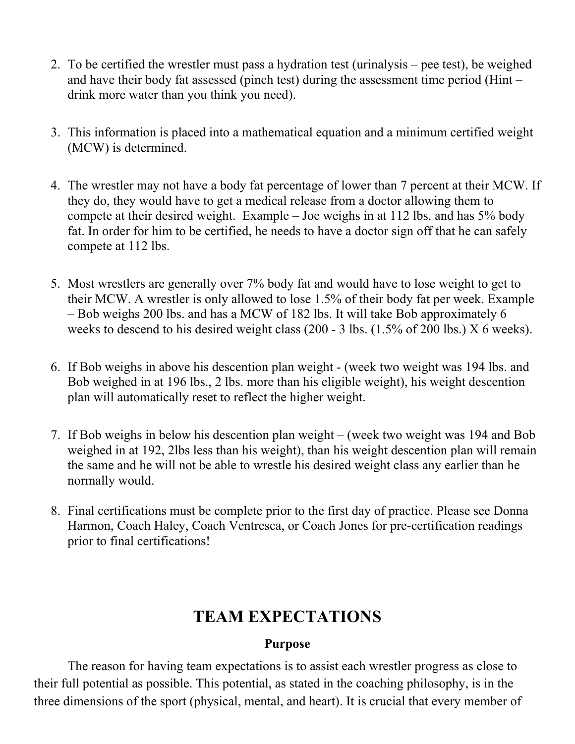2. To be certified the wrestler must pass a hydration test (urinalysis – pee test), be weighed and have their body fat assessed (pinch test) during the assessment time period (Hint – drink more water than you think you need).

3. This information is placed into a mathematical equation and a minimum certified weight (MCW) is determined.

4. The wrestler may not have a body fat percentage of lower than 7 percent at their MCW. If they do, they would have to get a medical release from a doctor allowing them to compete at their desired weight. Example – Joe weighs in at 112 lbs. and has 5% body fat. In order for him to be certified, he needs to have a doctor sign off that he can safely compete at 112 lbs.

5. Most wrestlers are generally over 7% body fat and would have to lose weight to get to their MCW. A wrestler is only allowed to lose 1.5% of their body fat per week. Example – Bob weighs 200 lbs. and has a MCW of 182 lbs. It will take Bob approximately 6 weeks to descend to his desired weight class (200 - 3 lbs. (1.5% of 200 lbs.) X 6 weeks).

6. If Bob weighs in above his descention plan weight - (week two weight was 194 lbs. and Bob weighed in at 196 lbs., 2 lbs. more than his eligible weight), his weight descention plan will automatically reset to reflect the higher weight.

7. If Bob weighs in below his descention plan weight – (week two weight was 194 and Bob weighed in at 192, 2lbs less than his weight), than his weight descention plan will remain the same and he will not be able to wrestle his desired weight class any earlier than he normally would.

8. Final certifications must be complete prior to the first day of practice. Please see Donna Harmon, Coach Haley, Coach Ventresca, or Coach Jones for pre-certification readings prior to final certifications!

## TEAM EXPECTATIONS

### Purpose

The reason for having team expectations is to assist each wrestler progress as close to their full potential as possible. This potential, as stated in the coaching philosophy, is in the three dimensions of the sport (physical, mental, and heart). It is crucial that every member of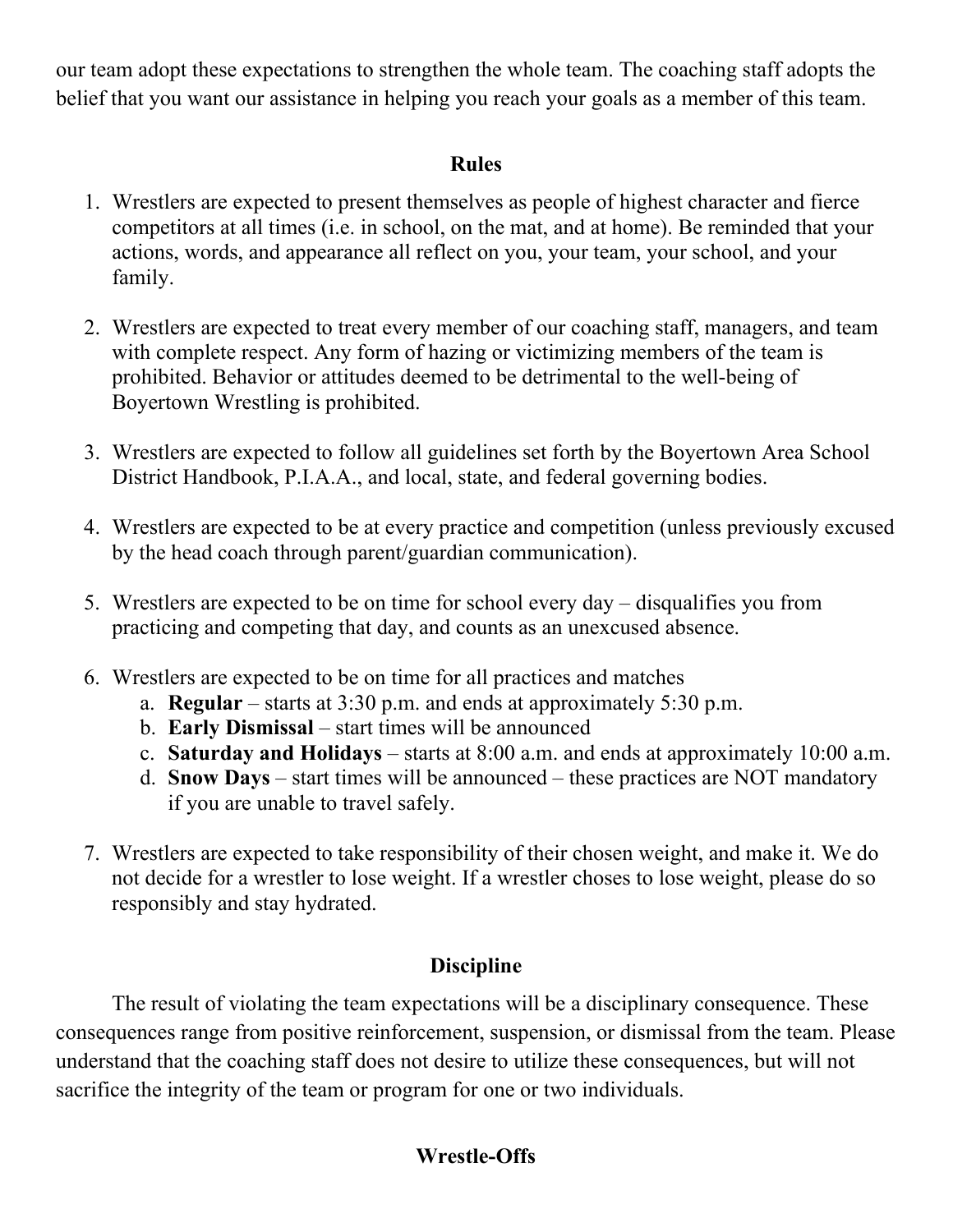our team adopt these expectations to strengthen the whole team. The coaching staff adopts the belief that you want our assistance in helping you reach your goals as a member of this team.

## Rules

1. Wrestlers are expected to present themselves as people of highest character and fierce competitors at all times (i.e. in school, on the mat, and at home). Be reminded that your actions, words, and appearance all reflect on you, your team, your school, and your family.

2. Wrestlers are expected to treat every member of our coaching staff, managers, and team with complete respect. Any form of hazing or victimizing members of the team is prohibited. Behavior or attitudes deemed to be detrimental to the well-being of Boyertown Wrestling is prohibited.

3. Wrestlers are expected to follow all guidelines set forth by the Boyertown Area School District Handbook, P.I.A.A., and local, state, and federal governing bodies.

4. Wrestlers are expected to be at every practice and competition (unless previously excused by the head coach through parent/guardian communication).

5. Wrestlers are expected to be on time for school every day – disqualifies you from practicing and competing that day, and counts as an unexcused absence.

6. Wrestlers are expected to be on time for all practices and matches
   a. **Regular** – starts at 3:30 p.m. and ends at approximately 5:30 p.m.
   b. **Early Dismissal** – start times will be announced
   c. **Saturday and Holidays** – starts at 8:00 a.m. and ends at approximately 10:00 a.m.
   d. **Snow Days** – start times will be announced – these practices are NOT mandatory if you are unable to travel safely.

7. Wrestlers are expected to take responsibility of their chosen weight, and make it. We do not decide for a wrestler to lose weight. If a wrestler choses to lose weight, please do so responsibly and stay hydrated.

## Discipline

The result of violating the team expectations will be a disciplinary consequence. These consequences range from positive reinforcement, suspension, or dismissal from the team. Please understand that the coaching staff does not desire to utilize these consequences, but will not sacrifice the integrity of the team or program for one or two individuals.

## Wrestle-Offs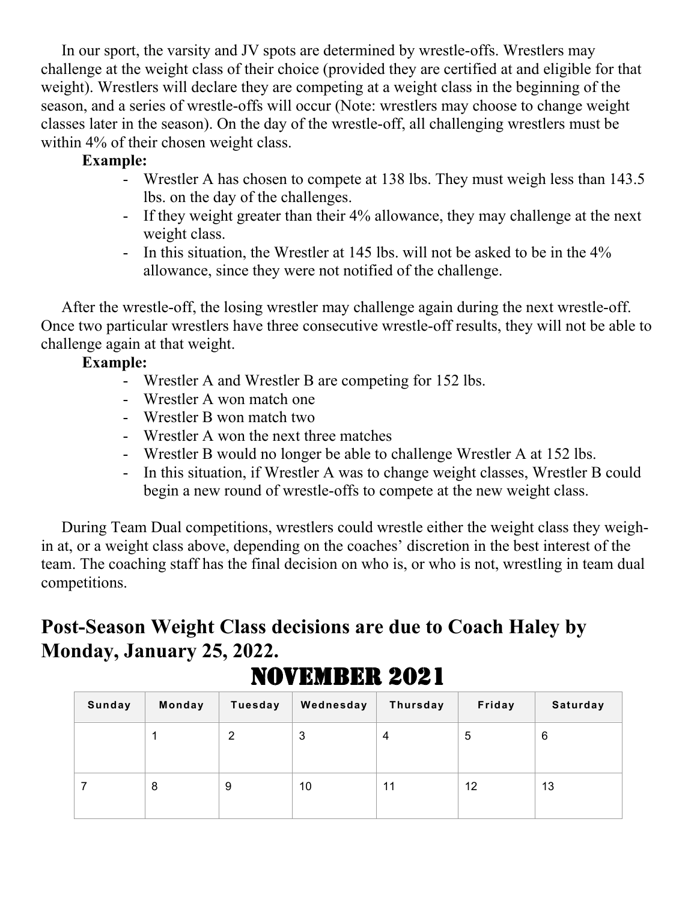In our sport, the varsity and JV spots are determined by wrestle-offs. Wrestlers may challenge at the weight class of their choice (provided they are certified at and eligible for that weight). Wrestlers will declare they are competing at a weight class in the beginning of the season, and a series of wrestle-offs will occur (Note: wrestlers may choose to change weight classes later in the season). On the day of the wrestle-off, all challenging wrestlers must be within 4% of their chosen weight class.

**Example:**

- Wrestler A has chosen to compete at 138 lbs. They must weigh less than 143.5 lbs. on the day of the challenges.
- If they weight greater than their 4% allowance, they may challenge at the next weight class.
- In this situation, the Wrestler at 145 lbs. will not be asked to be in the 4% allowance, since they were not notified of the challenge.

After the wrestle-off, the losing wrestler may challenge again during the next wrestle-off. Once two particular wrestlers have three consecutive wrestle-off results, they will not be able to challenge again at that weight.

**Example:**

- Wrestler A and Wrestler B are competing for 152 lbs.
- Wrestler A won match one
- Wrestler B won match two
- Wrestler A won the next three matches
- Wrestler B would no longer be able to challenge Wrestler A at 152 lbs.
- In this situation, if Wrestler A was to change weight classes, Wrestler B could begin a new round of wrestle-offs to compete at the new weight class.

During Team Dual competitions, wrestlers could wrestle either the weight class they weigh-in at, or a weight class above, depending on the coaches' discretion in the best interest of the team. The coaching staff has the final decision on who is, or who is not, wrestling in team dual competitions.

## Post-Season Weight Class decisions are due to Coach Haley by Monday, January 25, 2022.

# NOVEMBER 2021

| Sunday | Monday | Tuesday | Wednesday | Thursday | Friday | Saturday |
|---|---|---|---|---|---|---|
| | 1 | 2 | 3 | 4 | 5 | 6 |
| 7 | 8 | 9 | 10 | 11 | 12 | 13 |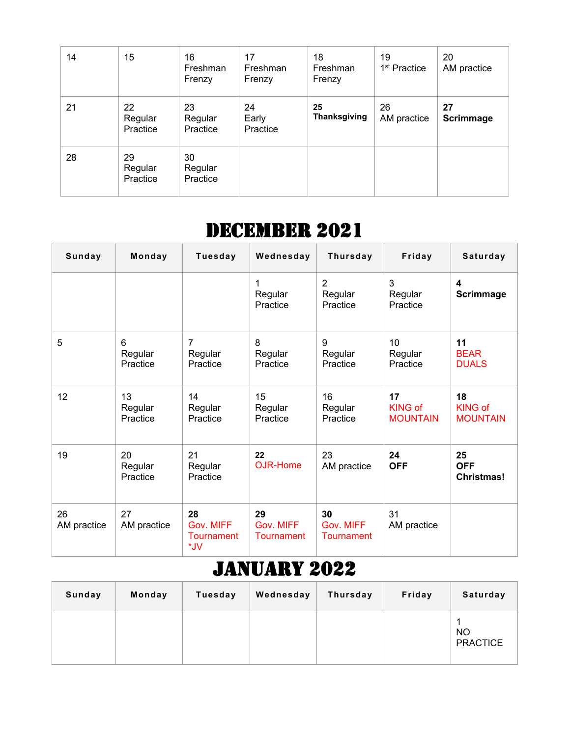| | | | | | | |
|---|---|---|---|---|---|---|
| 14 | 15 | 16 Freshman Frenzy | 17 Freshman Frenzy | 18 Freshman Frenzy | 19 1st Practice | 20 AM practice |
| 21 | 22 Regular Practice | 23 Regular Practice | 24 Early Practice | **25 Thanksgiving** | 26 AM practice | **27 Scrimmage** |
| 28 | 29 Regular Practice | 30 Regular Practice | | | | |

# DECEMBER 2021

| Sunday | Monday | Tuesday | Wednesday | Thursday | Friday | Saturday |
|---|---|---|---|---|---|---|
| | | | 1 Regular Practice | 2 Regular Practice | 3 Regular Practice | **4 Scrimmage** |
| 5 | 6 Regular Practice | 7 Regular Practice | 8 Regular Practice | 9 Regular Practice | 10 Regular Practice | **11** BEAR DUALS |
| 12 | 13 Regular Practice | 14 Regular Practice | 15 Regular Practice | 16 Regular Practice | **17** KING of MOUNTAIN | **18** KING of MOUNTAIN |
| 19 | 20 Regular Practice | 21 Regular Practice | **22** OJR-Home | 23 AM practice | **24 OFF** | **25 OFF Christmas!** |
| 26 AM practice | 27 AM practice | **28** Gov. MIFF Tournament *JV | **29** Gov. MIFF Tournament | **30** Gov. MIFF Tournament | 31 AM practice | |

# JANUARY 2022

| Sunday | Monday | Tuesday | Wednesday | Thursday | Friday | Saturday |
|---|---|---|---|---|---|---|
| | | | | | | 1 NO PRACTICE |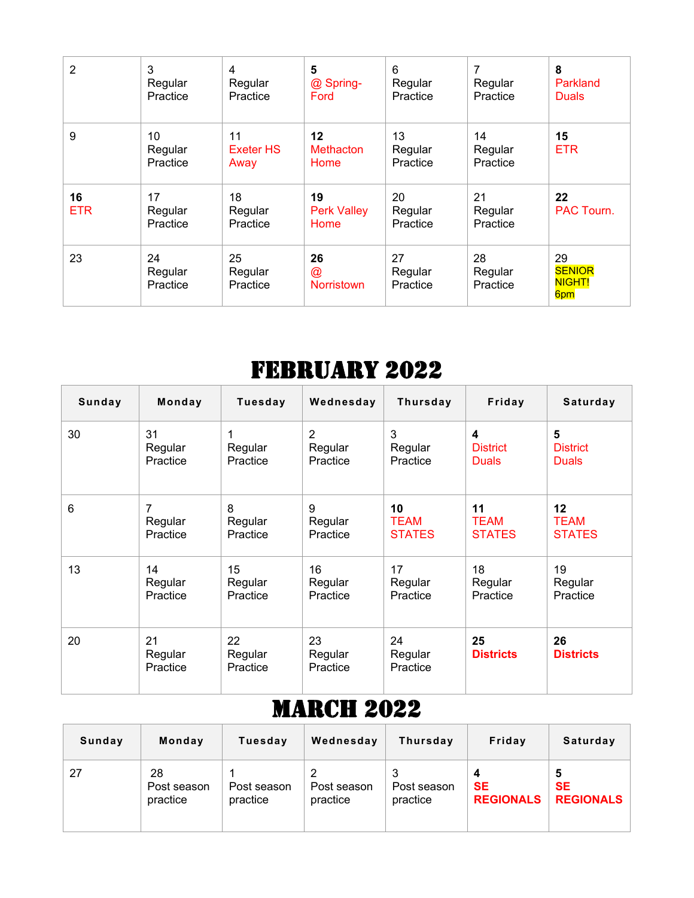| | | | | | | |
|---|---|---|---|---|---|---|
| 2 | 3 Regular Practice | 4 Regular Practice | **5** @ Spring-Ford | 6 Regular Practice | 7 Regular Practice | **8** Parkland Duals |
| 9 | 10 Regular Practice | 11 Exeter HS Away | **12** Methacton Home | 13 Regular Practice | 14 Regular Practice | **15** ETR |
| **16** ETR | 17 Regular Practice | 18 Regular Practice | **19** Perk Valley Home | 20 Regular Practice | 21 Regular Practice | **22** PAC Tourn. |
| 23 | 24 Regular Practice | 25 Regular Practice | **26** @ Norristown | 27 Regular Practice | 28 Regular Practice | 29 SENIOR NIGHT! 6pm |

# FEBRUARY 2022

| Sunday | Monday | Tuesday | Wednesday | Thursday | Friday | Saturday |
|---|---|---|---|---|---|---|
| 30 | 31 Regular Practice | 1 Regular Practice | 2 Regular Practice | 3 Regular Practice | **4** District Duals | **5** District Duals |
| 6 | 7 Regular Practice | 8 Regular Practice | 9 Regular Practice | **10** TEAM STATES | **11** TEAM STATES | **12** TEAM STATES |
| 13 | 14 Regular Practice | 15 Regular Practice | 16 Regular Practice | 17 Regular Practice | 18 Regular Practice | 19 Regular Practice |
| 20 | 21 Regular Practice | 22 Regular Practice | 23 Regular Practice | 24 Regular Practice | **25 Districts** | **26 Districts** |

# MARCH 2022

| Sunday | Monday | Tuesday | Wednesday | Thursday | Friday | Saturday |
|---|---|---|---|---|---|---|
| 27 | 28 Post season practice | 1 Post season practice | 2 Post season practice | 3 Post season practice | **4 SE REGIONALS** | **5 SE REGIONALS** |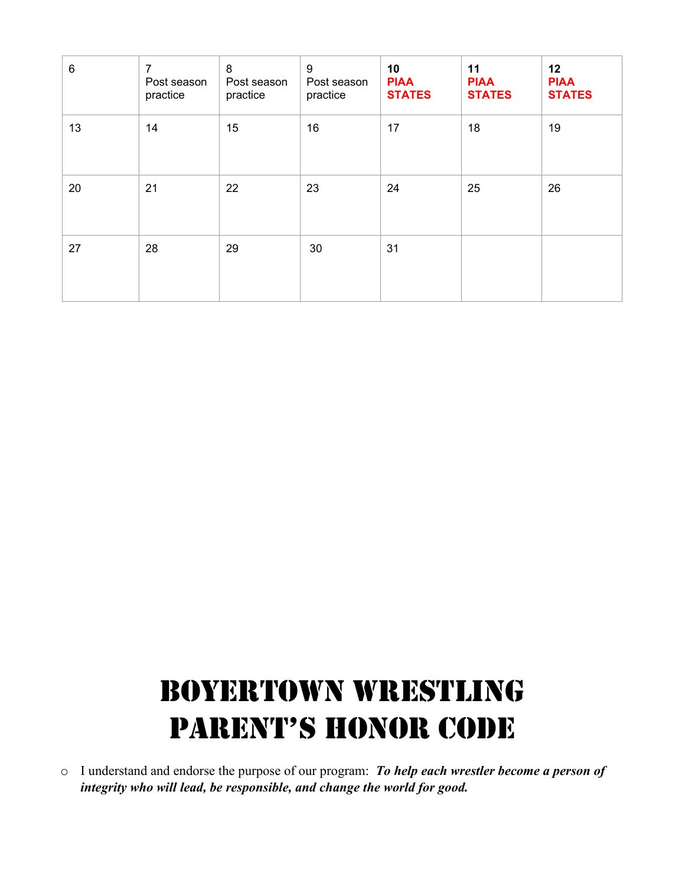| 6 | 7 Post season practice | 8 Post season practice | 9 Post season practice | **10** **PIAA STATES** | **11** **PIAA STATES** | **12** **PIAA STATES** |
|---|---|---|---|---|---|---|
| 13 | 14 | 15 | 16 | 17 | 18 | 19 |
| 20 | 21 | 22 | 23 | 24 | 25 | 26 |
| 27 | 28 | 29 | 30 | 31 | | |

# BOYERTOWN WRESTLING PARENT'S HONOR CODE

- I understand and endorse the purpose of our program: ***To help each wrestler become a person of integrity who will lead, be responsible, and change the world for good.***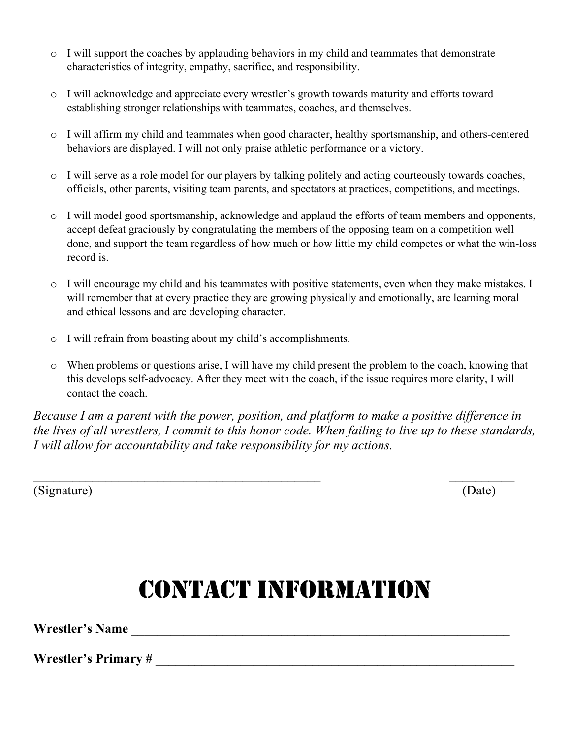- I will support the coaches by applauding behaviors in my child and teammates that demonstrate characteristics of integrity, empathy, sacrifice, and responsibility.

- I will acknowledge and appreciate every wrestler's growth towards maturity and efforts toward establishing stronger relationships with teammates, coaches, and themselves.

- I will affirm my child and teammates when good character, healthy sportsmanship, and others-centered behaviors are displayed. I will not only praise athletic performance or a victory.

- I will serve as a role model for our players by talking politely and acting courteously towards coaches, officials, other parents, visiting team parents, and spectators at practices, competitions, and meetings.

- I will model good sportsmanship, acknowledge and applaud the efforts of team members and opponents, accept defeat graciously by congratulating the members of the opposing team on a competition well done, and support the team regardless of how much or how little my child competes or what the win-loss record is.

- I will encourage my child and his teammates with positive statements, even when they make mistakes. I will remember that at every practice they are growing physically and emotionally, are learning moral and ethical lessons and are developing character.

- I will refrain from boasting about my child's accomplishments.

- When problems or questions arise, I will have my child present the problem to the coach, knowing that this develops self-advocacy. After they meet with the coach, if the issue requires more clarity, I will contact the coach.

*Because I am a parent with the power, position, and platform to make a positive difference in the lives of all wrestlers, I commit to this honor code. When failing to live up to these standards, I will allow for accountability and take responsibility for my actions.*

_______________________________________________ __________

(Signature) (Date)

# Contact Information

**Wrestler's Name** ____________________________________________________________

**Wrestler's Primary #** _________________________________________________________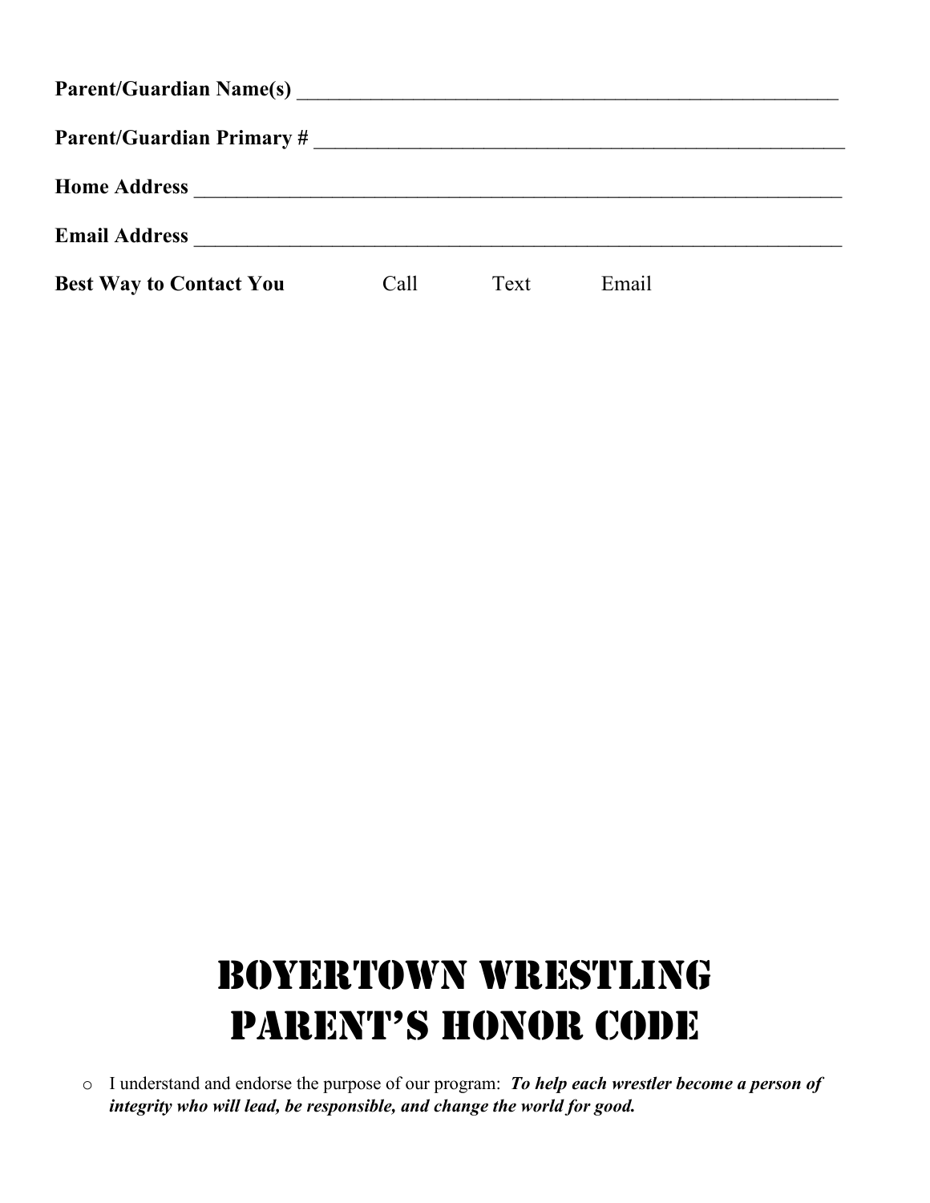**Parent/Guardian Name(s)** _______________________________________________________

**Parent/Guardian Primary #** _______________________________________________________

**Home Address** __________________________________________________________________

**Email Address** __________________________________________________________________

**Best Way to Contact You** Call Text Email

# BOYERTOWN WRESTLING PARENT'S HONOR CODE

- I understand and endorse the purpose of our program: ***To help each wrestler become a person of integrity who will lead, be responsible, and change the world for good.***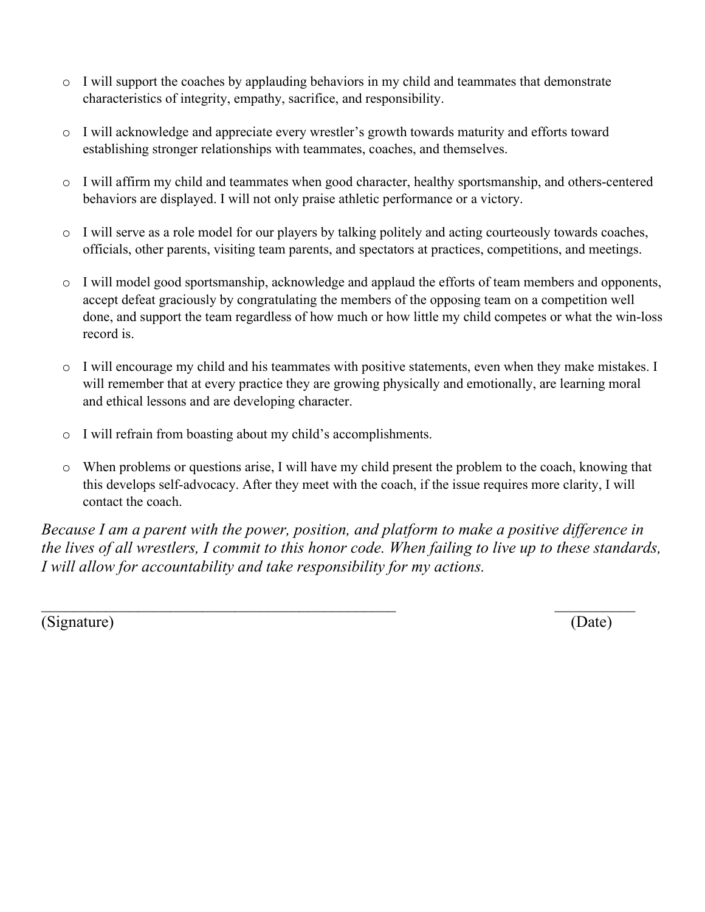- I will support the coaches by applauding behaviors in my child and teammates that demonstrate characteristics of integrity, empathy, sacrifice, and responsibility.

- I will acknowledge and appreciate every wrestler's growth towards maturity and efforts toward establishing stronger relationships with teammates, coaches, and themselves.

- I will affirm my child and teammates when good character, healthy sportsmanship, and others-centered behaviors are displayed. I will not only praise athletic performance or a victory.

- I will serve as a role model for our players by talking politely and acting courteously towards coaches, officials, other parents, visiting team parents, and spectators at practices, competitions, and meetings.

- I will model good sportsmanship, acknowledge and applaud the efforts of team members and opponents, accept defeat graciously by congratulating the members of the opposing team on a competition well done, and support the team regardless of how much or how little my child competes or what the win-loss record is.

- I will encourage my child and his teammates with positive statements, even when they make mistakes. I will remember that at every practice they are growing physically and emotionally, are learning moral and ethical lessons and are developing character.

- I will refrain from boasting about my child's accomplishments.

- When problems or questions arise, I will have my child present the problem to the coach, knowing that this develops self-advocacy. After they meet with the coach, if the issue requires more clarity, I will contact the coach.

*Because I am a parent with the power, position, and platform to make a positive difference in the lives of all wrestlers, I commit to this honor code. When failing to live up to these standards, I will allow for accountability and take responsibility for my actions.*

_______________________________________________ __________

(Signature) (Date)